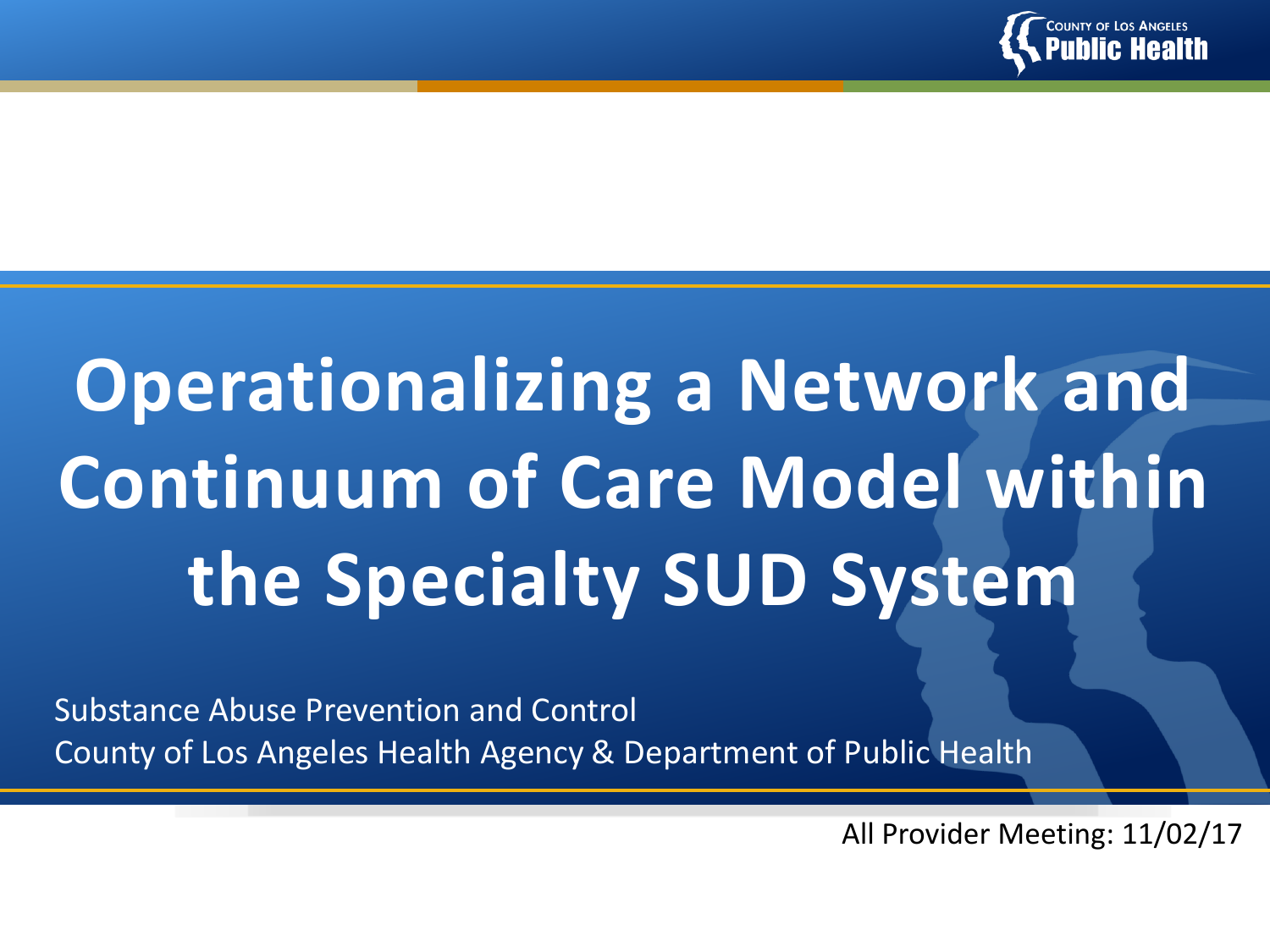County of Los Angeles Public Health

# Operationalizing a Network and Continuum of Care Model within the Specialty SUD System

Substance Abuse Prevention and Control
County of Los Angeles Health Agency & Department of Public Health

All Provider Meeting: 11/02/17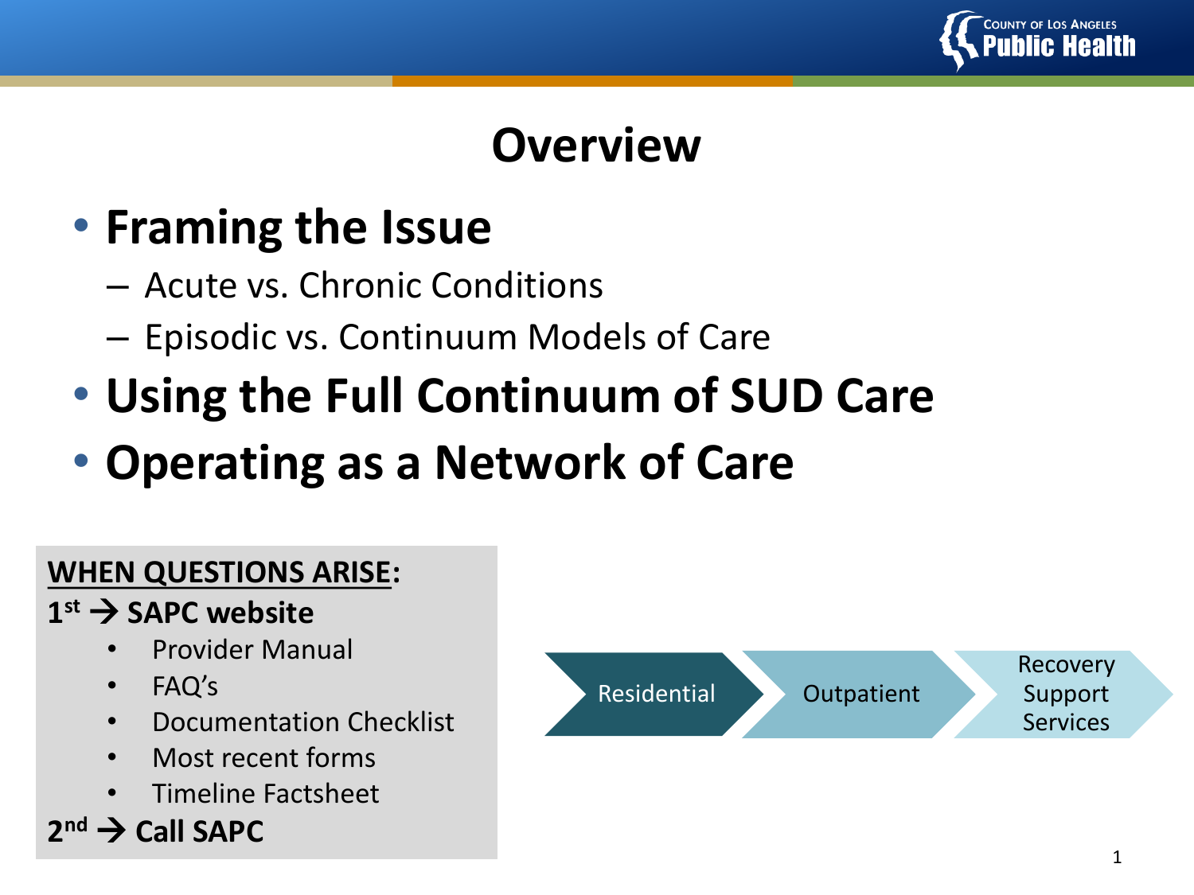# Overview

- **Framing the Issue**
  - Acute vs. Chronic Conditions
  - Episodic vs. Continuum Models of Care
- **Using the Full Continuum of SUD Care**
- **Operating as a Network of Care**

**WHEN QUESTIONS ARISE:**

**1st → SAPC website**

- Provider Manual
- FAQ's
- Documentation Checklist
- Most recent forms
- Timeline Factsheet

**2nd → Call SAPC**

Residential → Outpatient → Recovery Support Services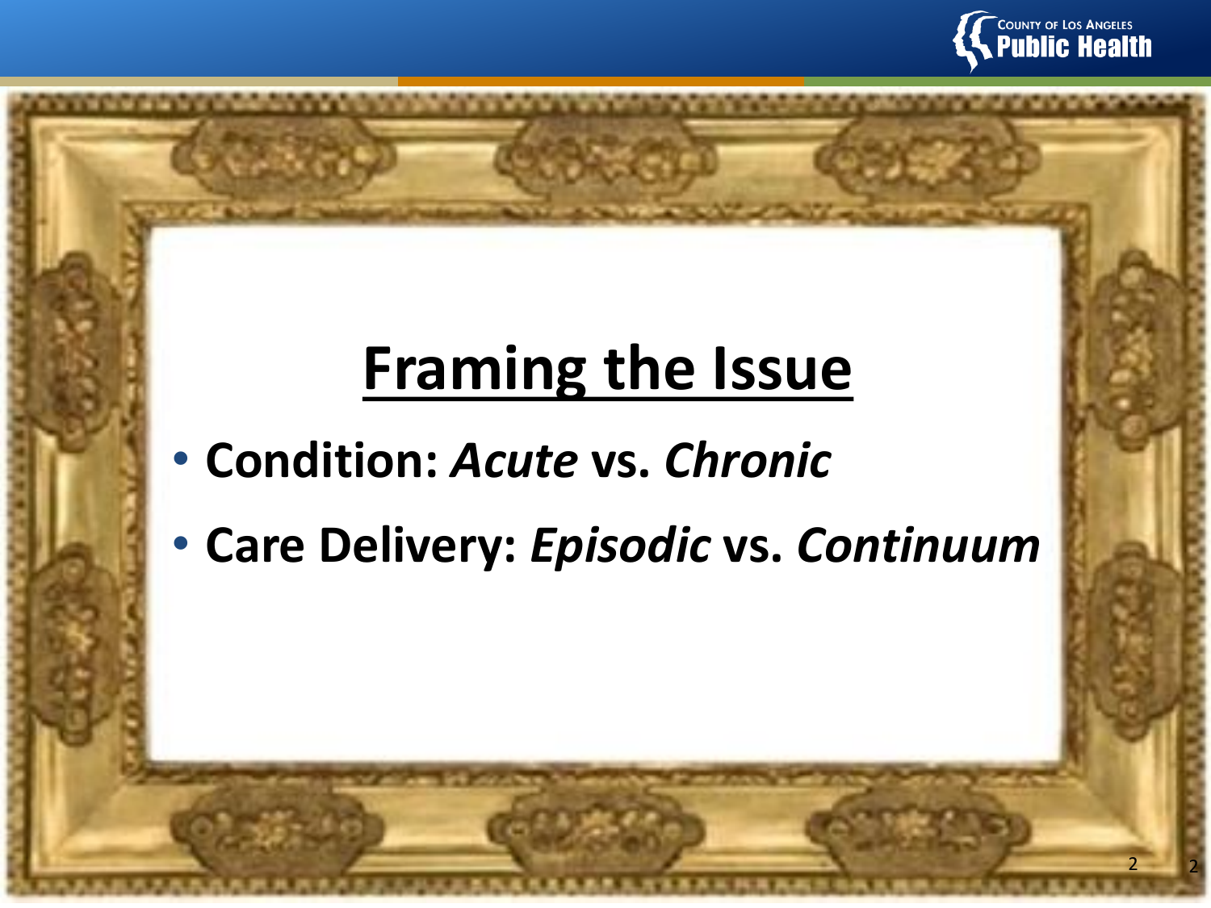# Framing the Issue

- **Condition: *Acute* vs. *Chronic***
- **Care Delivery: *Episodic* vs. *Continuum***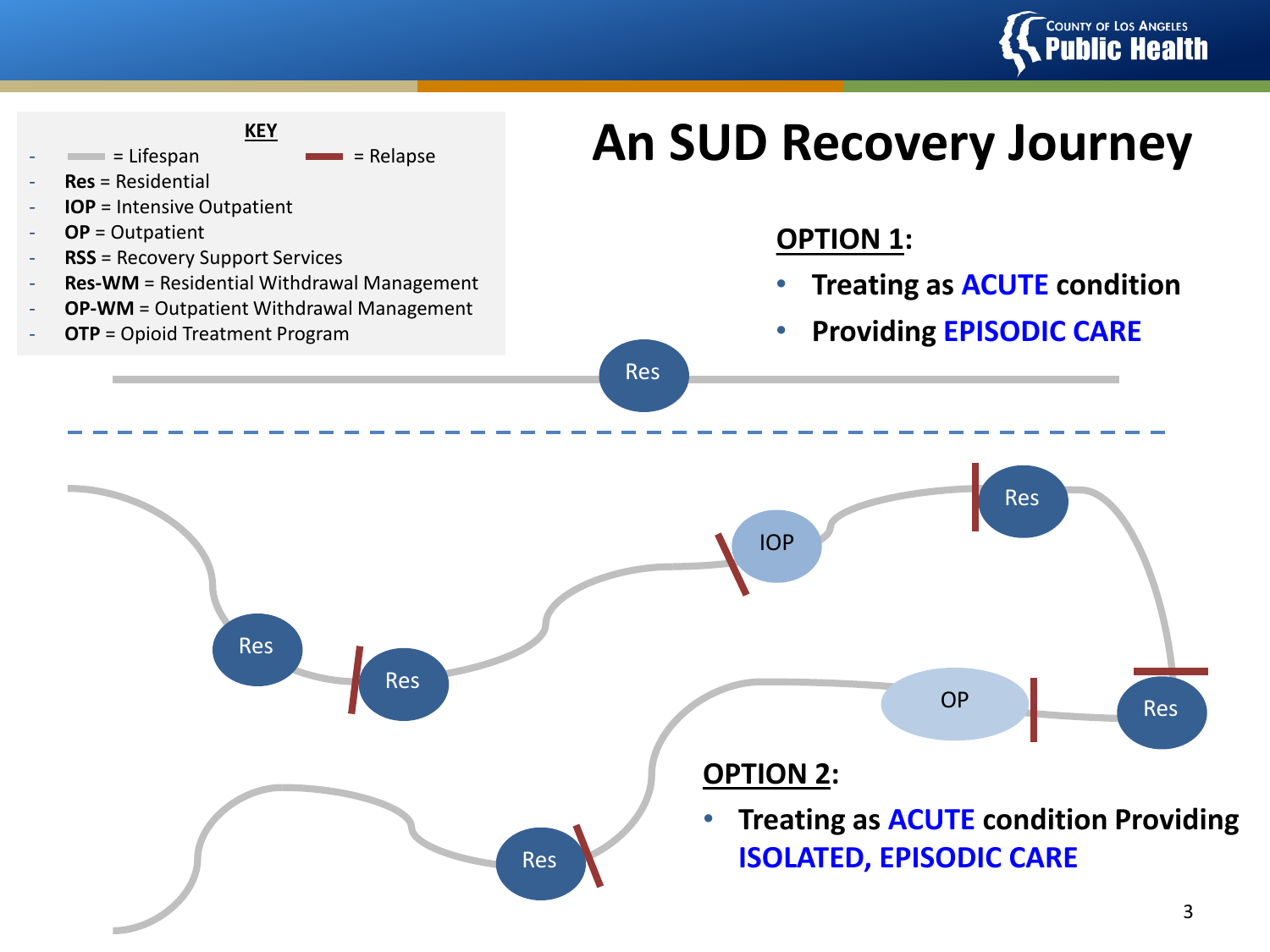# An SUD Recovery Journey

**KEY**

- = Lifespan &nbsp;&nbsp;&nbsp; = Relapse
- **Res** = Residential
- **IOP** = Intensive Outpatient
- **OP** = Outpatient
- **RSS** = Recovery Support Services
- **Res-WM** = Residential Withdrawal Management
- **OP-WM** = Outpatient Withdrawal Management
- **OTP** = Opioid Treatment Program

**OPTION 1:**

- **Treating as ACUTE condition**
- **Providing EPISODIC CARE**

Res

Res → Res → IOP → Res → Res → OP → Res

**OPTION 2:**

- **Treating as ACUTE condition Providing ISOLATED, EPISODIC CARE**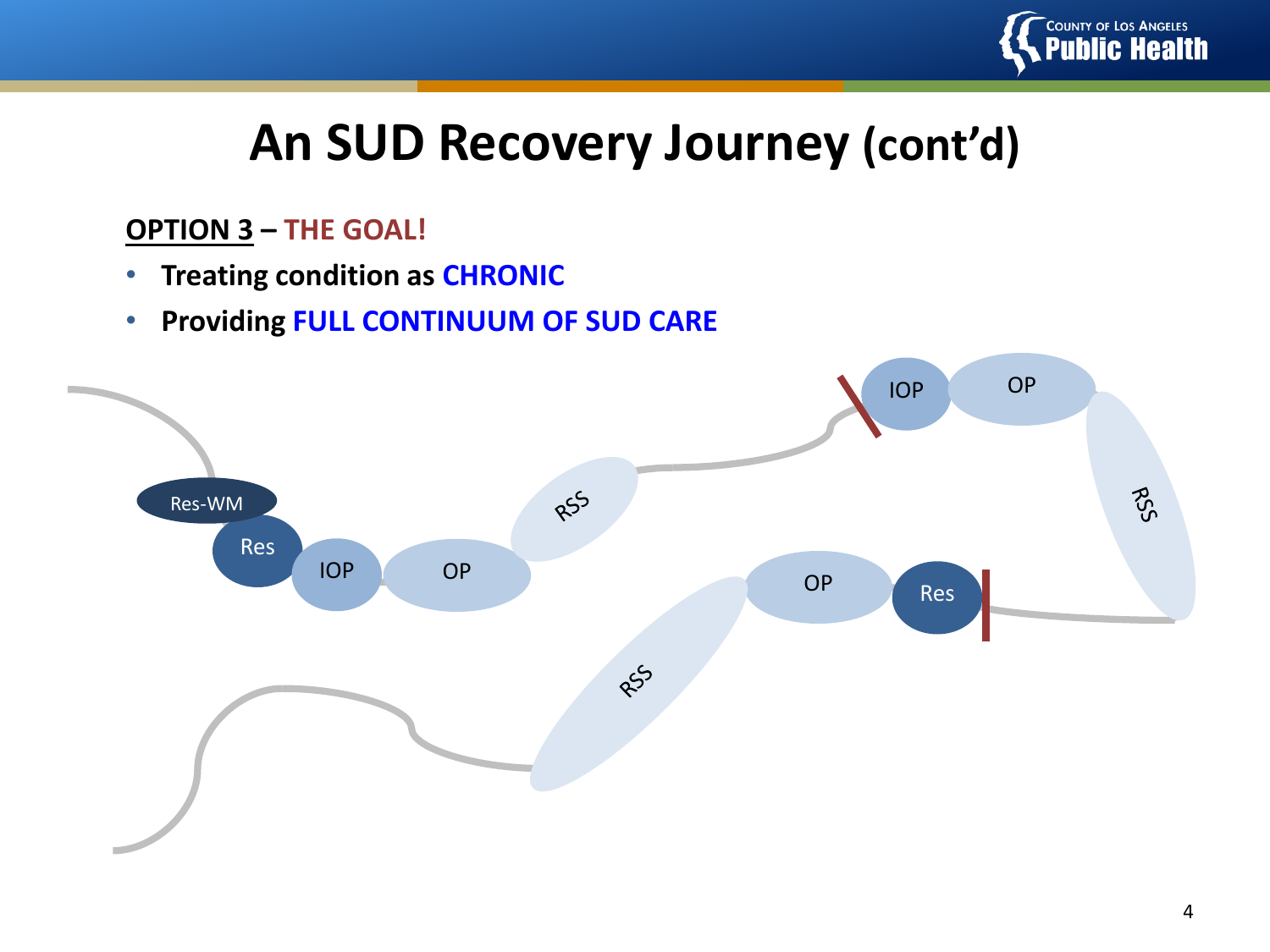# An SUD Recovery Journey (cont'd)

**OPTION 3 – THE GOAL!**

- **Treating condition as CHRONIC**
- **Providing FULL CONTINUUM OF SUD CARE**

Res-WM
Res
IOP
OP
RSS
IOP
OP
RSS
Res
OP
RSS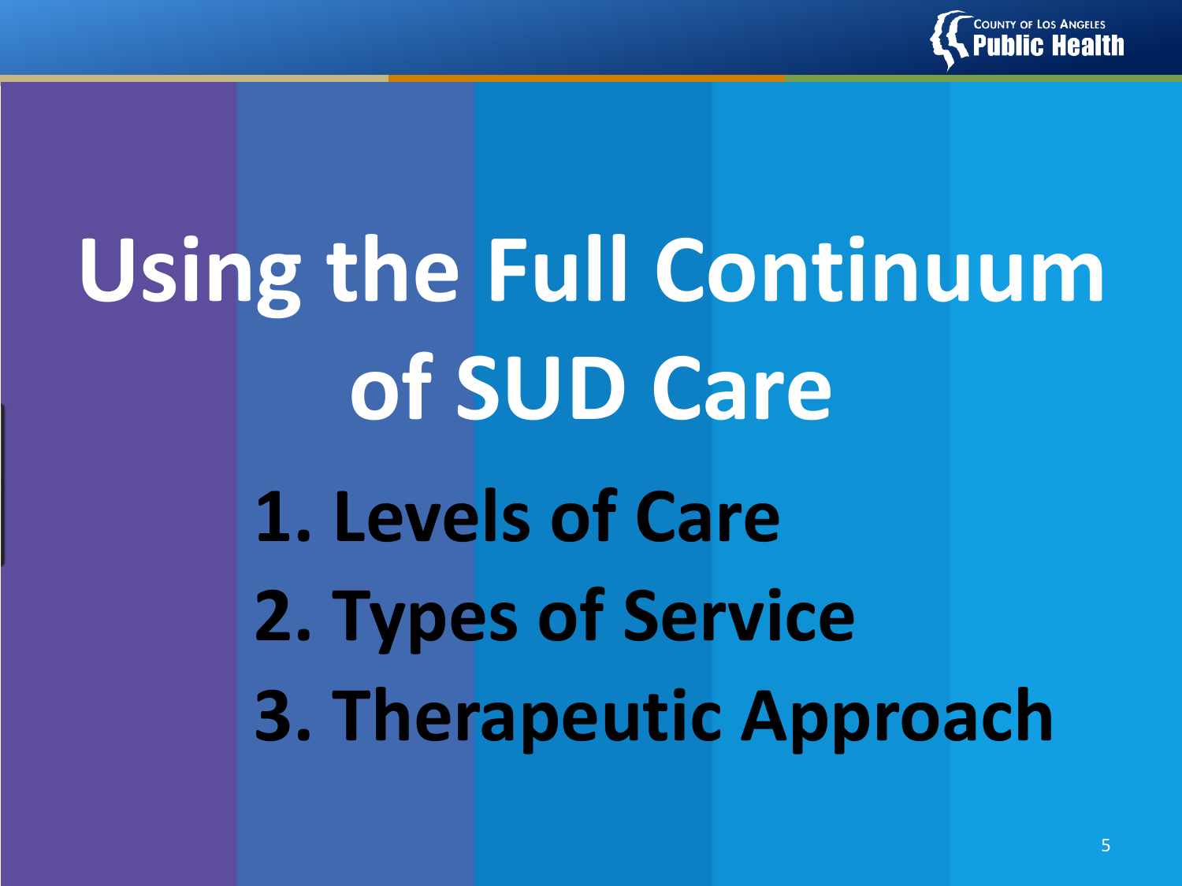# Using the Full Continuum of SUD Care

1. Levels of Care
2. Types of Service
3. Therapeutic Approach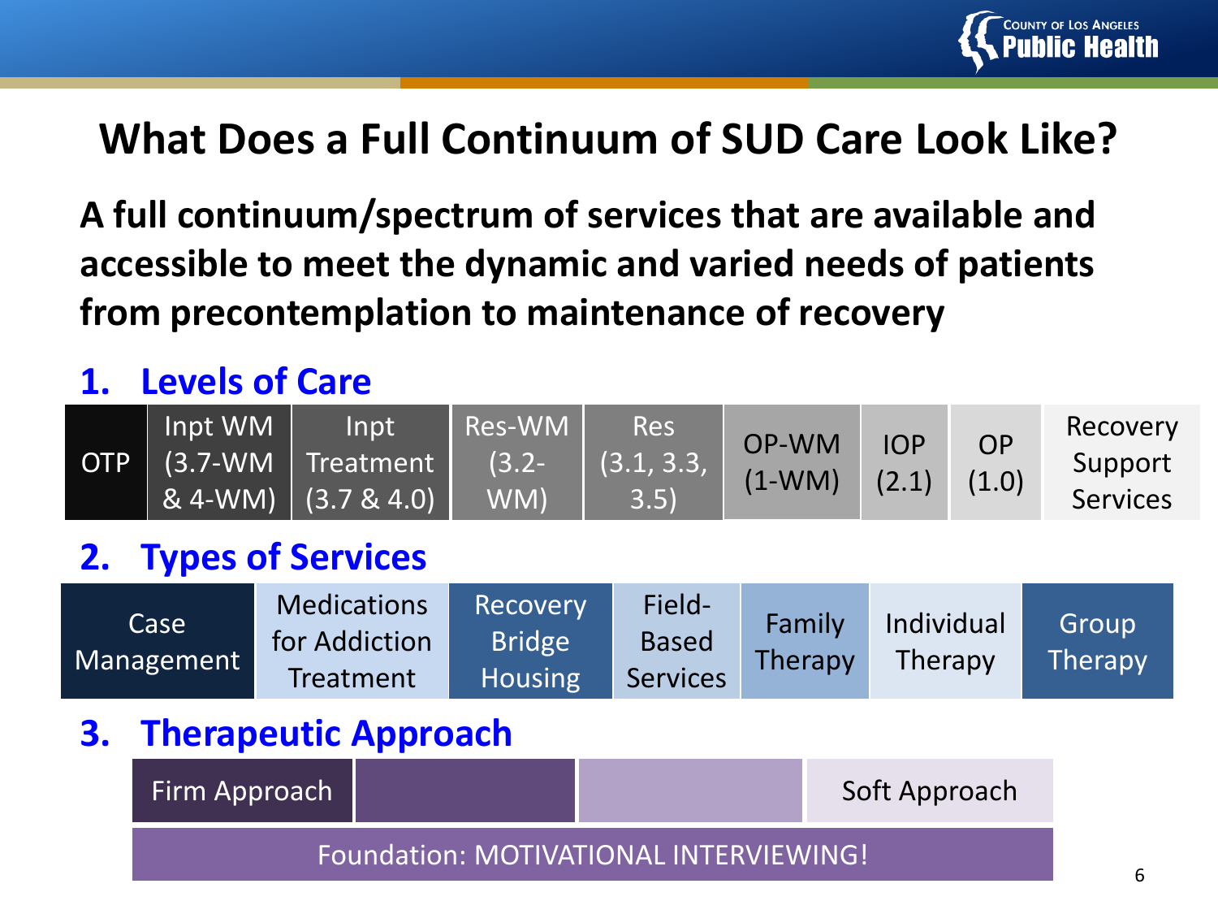# What Does a Full Continuum of SUD Care Look Like?

**A full continuum/spectrum of services that are available and accessible to meet the dynamic and varied needs of patients from precontemplation to maintenance of recovery**

## 1. Levels of Care

| OTP | Inpt WM (3.7-WM & 4-WM) | Inpt Treatment (3.7 & 4.0) | Res-WM (3.2-WM) | Res (3.1, 3.3, 3.5) | OP-WM (1-WM) | IOP (2.1) | OP (1.0) | Recovery Support Services |
|---|---|---|---|---|---|---|---|---|

## 2. Types of Services

| Case Management | Medications for Addiction Treatment | Recovery Bridge Housing | Field-Based Services | Family Therapy | Individual Therapy | Group Therapy |
|---|---|---|---|---|---|---|

## 3. Therapeutic Approach

| Firm Approach | | | Soft Approach |
|---|---|---|---|
| Foundation: MOTIVATIONAL INTERVIEWING! | | | |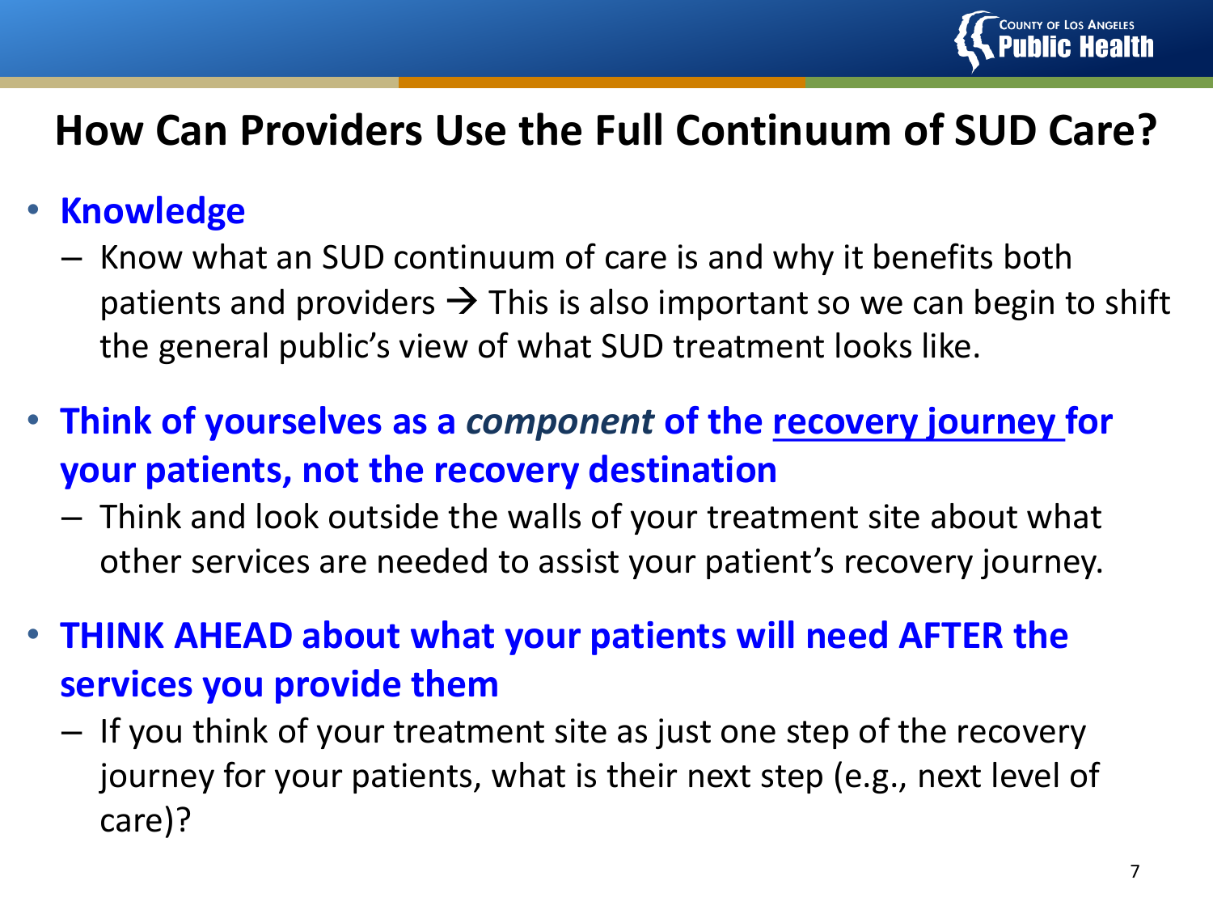# How Can Providers Use the Full Continuum of SUD Care?

- **Knowledge**
  - Know what an SUD continuum of care is and why it benefits both patients and providers → This is also important so we can begin to shift the general public's view of what SUD treatment looks like.
- **Think of yourselves as a *component* of the recovery journey for your patients, not the recovery destination**
  - Think and look outside the walls of your treatment site about what other services are needed to assist your patient's recovery journey.
- **THINK AHEAD about what your patients will need AFTER the services you provide them**
  - If you think of your treatment site as just one step of the recovery journey for your patients, what is their next step (e.g., next level of care)?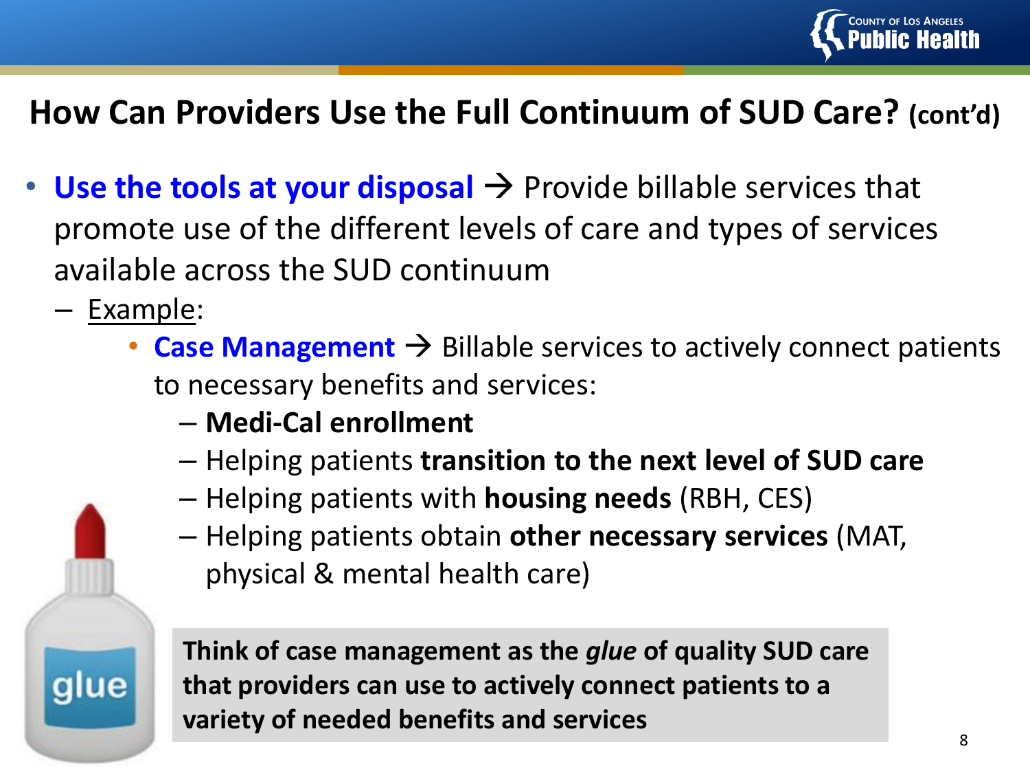## How Can Providers Use the Full Continuum of SUD Care? (cont'd)

- **Use the tools at your disposal** → Provide billable services that promote use of the different levels of care and types of services available across the SUD continuum
  - Example:
    - **Case Management** → Billable services to actively connect patients to necessary benefits and services:
      - **Medi-Cal enrollment**
      - Helping patients **transition to the next level of SUD care**
      - Helping patients with **housing needs** (RBH, CES)
      - Helping patients obtain **other necessary services** (MAT, physical & mental health care)

**Think of case management as the *glue* of quality SUD care that providers can use to actively connect patients to a variety of needed benefits and services**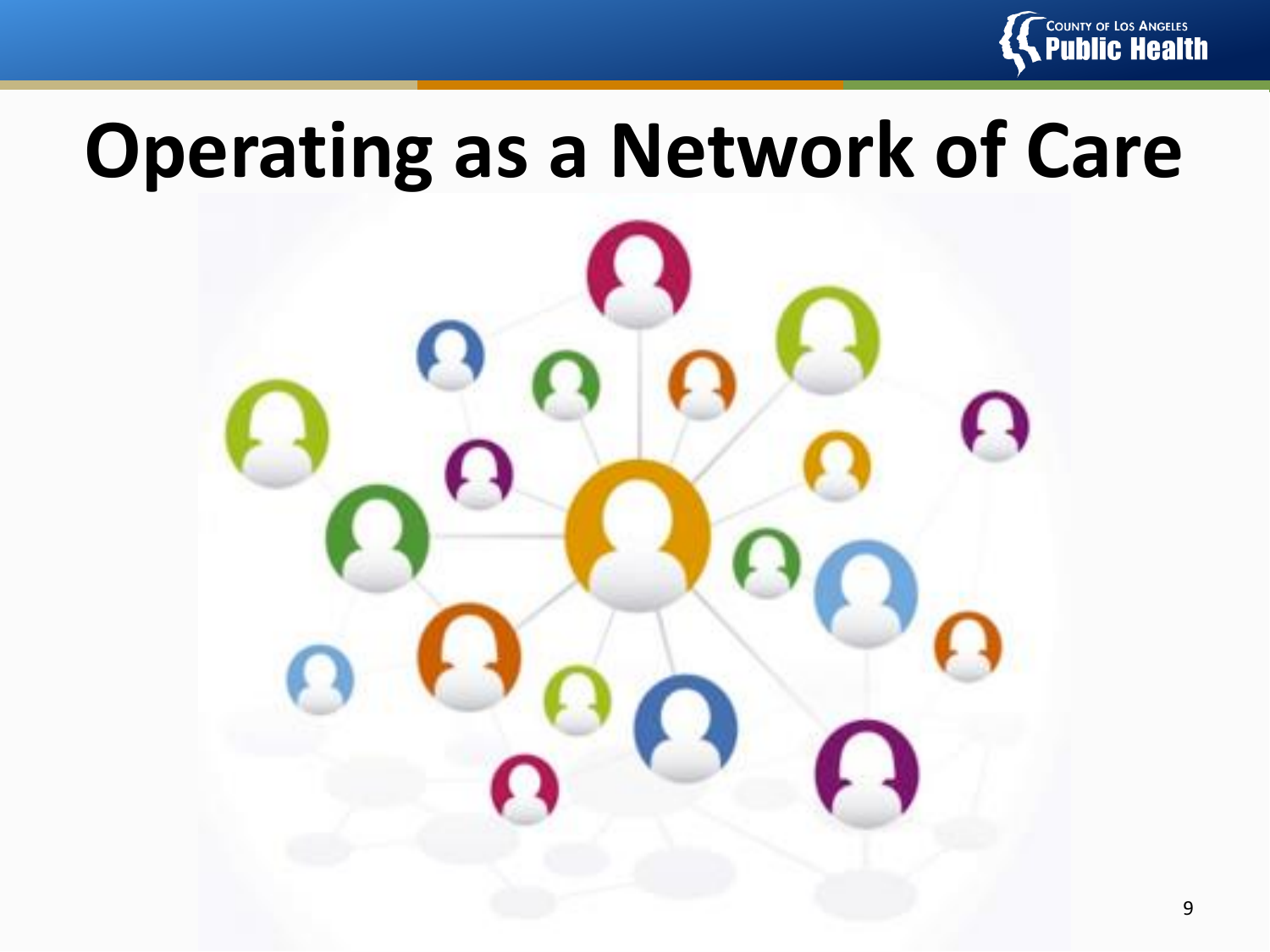# Operating as a Network of Care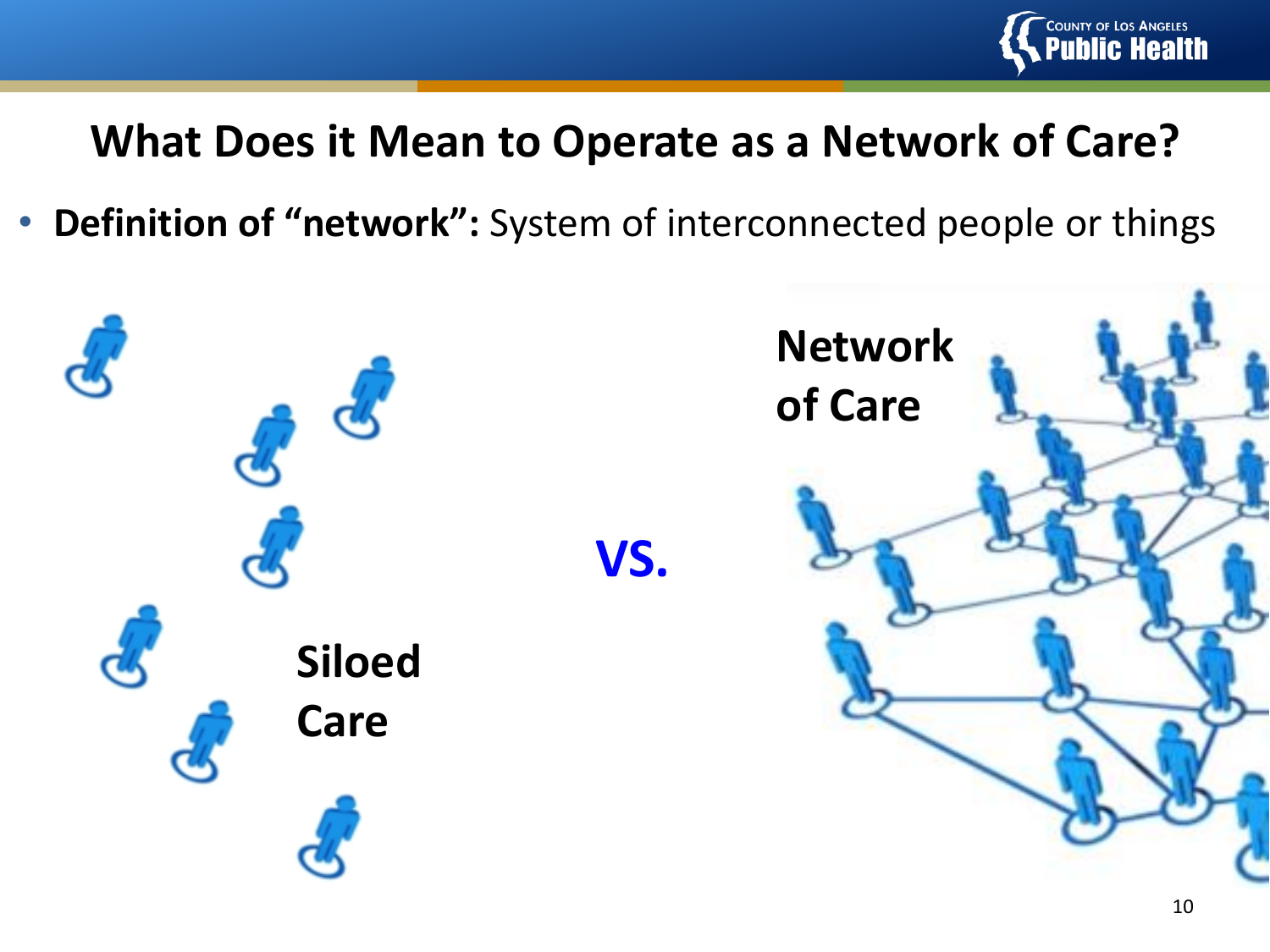# What Does it Mean to Operate as a Network of Care?

- **Definition of "network":** System of interconnected people or things

Siloed Care

VS.

Network of Care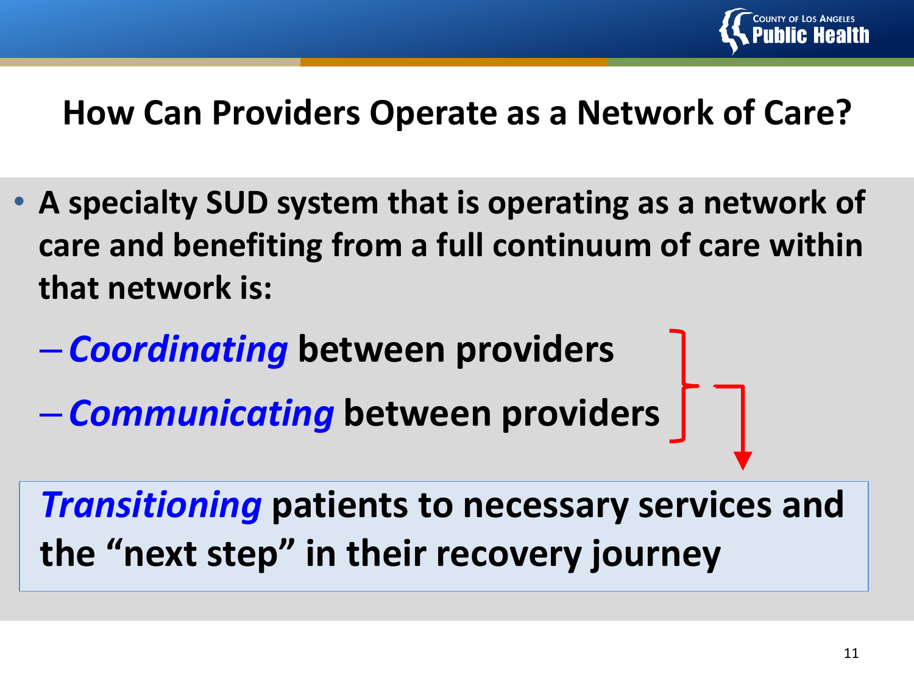## How Can Providers Operate as a Network of Care?

- **A specialty SUD system that is operating as a network of care and benefiting from a full continuum of care within that network is:**
  - ***Coordinating*** **between providers**
  - ***Communicating*** **between providers**

***Transitioning*** **patients to necessary services and the "next step" in their recovery journey**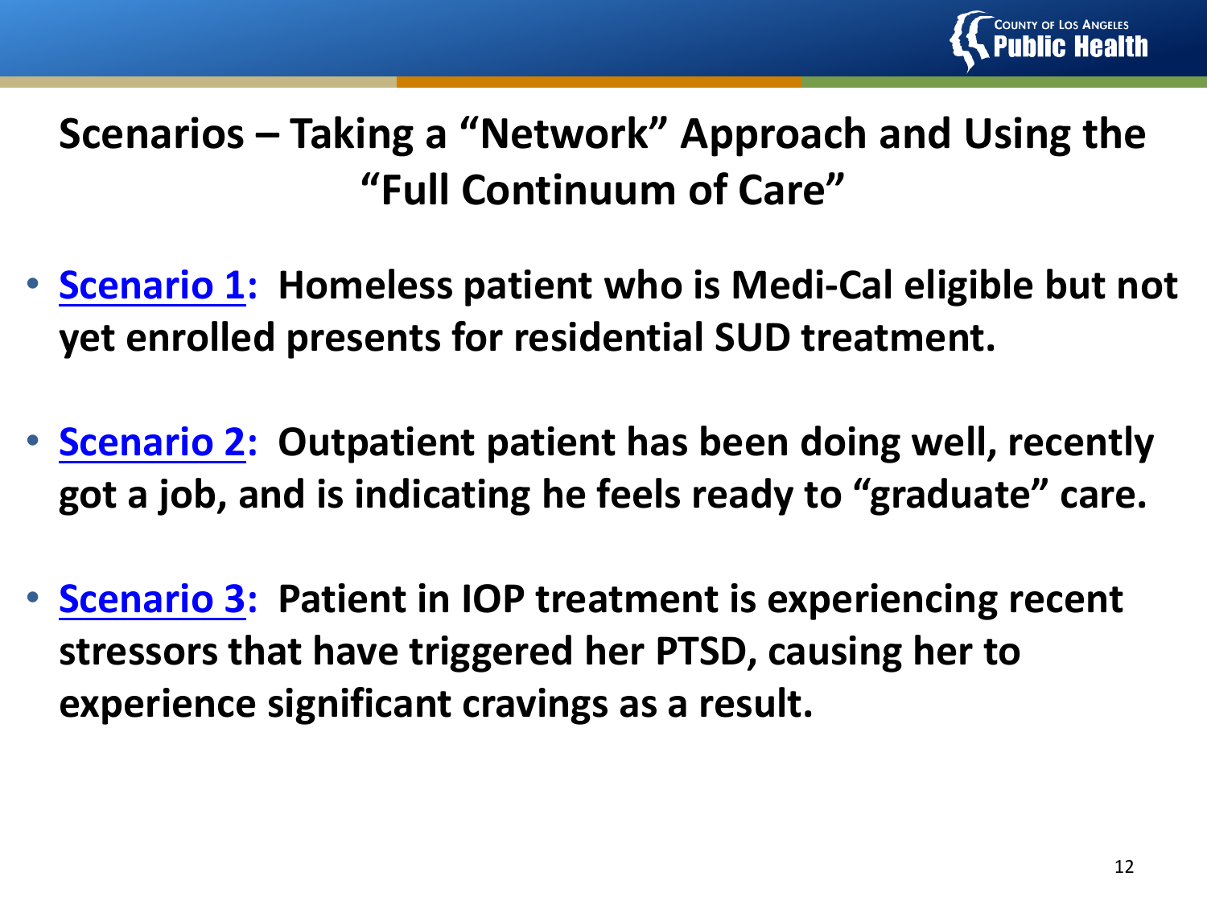# Scenarios – Taking a "Network" Approach and Using the "Full Continuum of Care"

- **Scenario 1: Homeless patient who is Medi-Cal eligible but not yet enrolled presents for residential SUD treatment.**
- **Scenario 2: Outpatient patient has been doing well, recently got a job, and is indicating he feels ready to "graduate" care.**
- **Scenario 3: Patient in IOP treatment is experiencing recent stressors that have triggered her PTSD, causing her to experience significant cravings as a result.**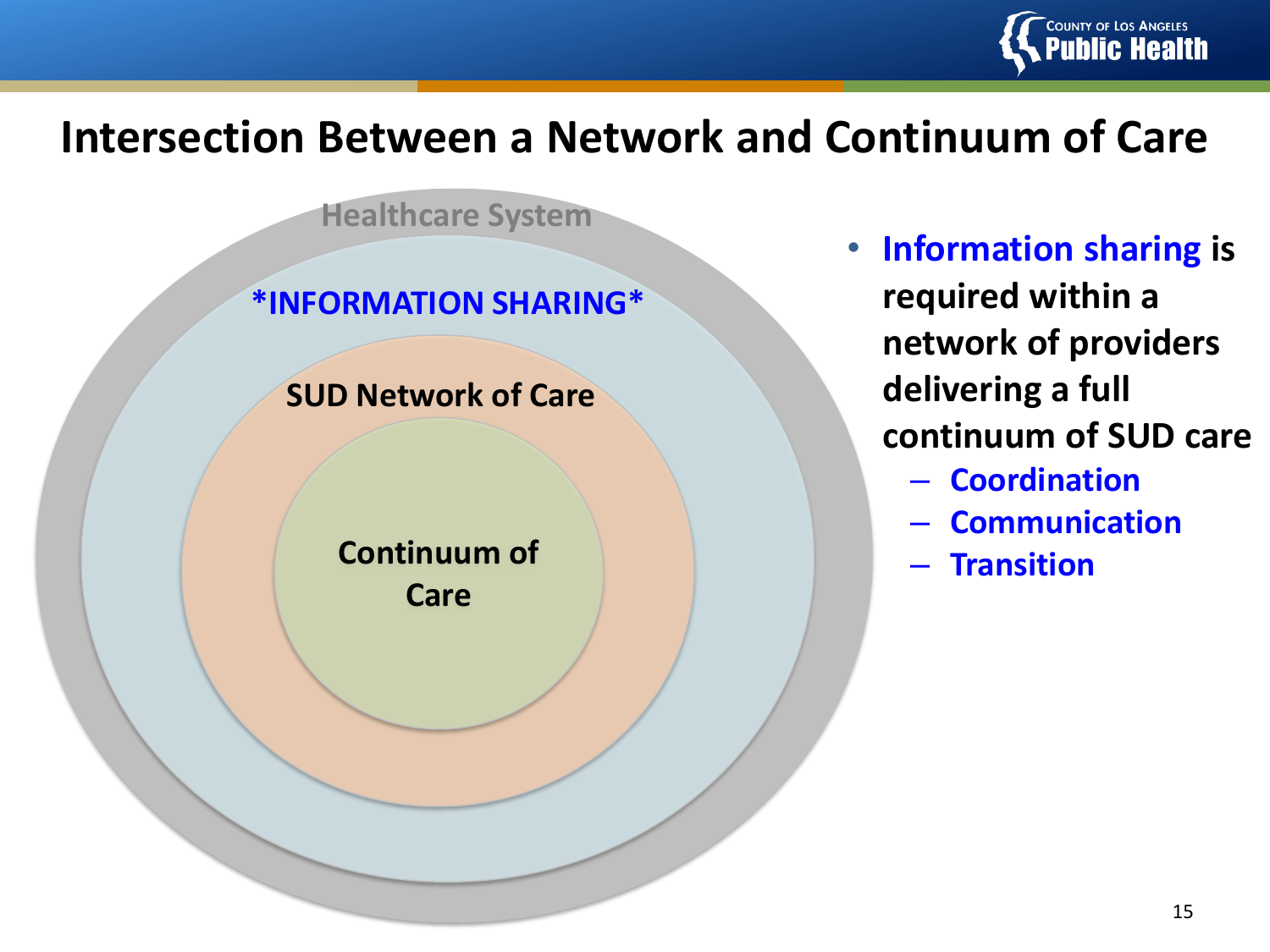# Intersection Between a Network and Continuum of Care

Healthcare System

*INFORMATION SHARING*

SUD Network of Care

Continuum of Care

- **Information sharing is required within a network of providers delivering a full continuum of SUD care**
  - **Coordination**
  - **Communication**
  - **Transition**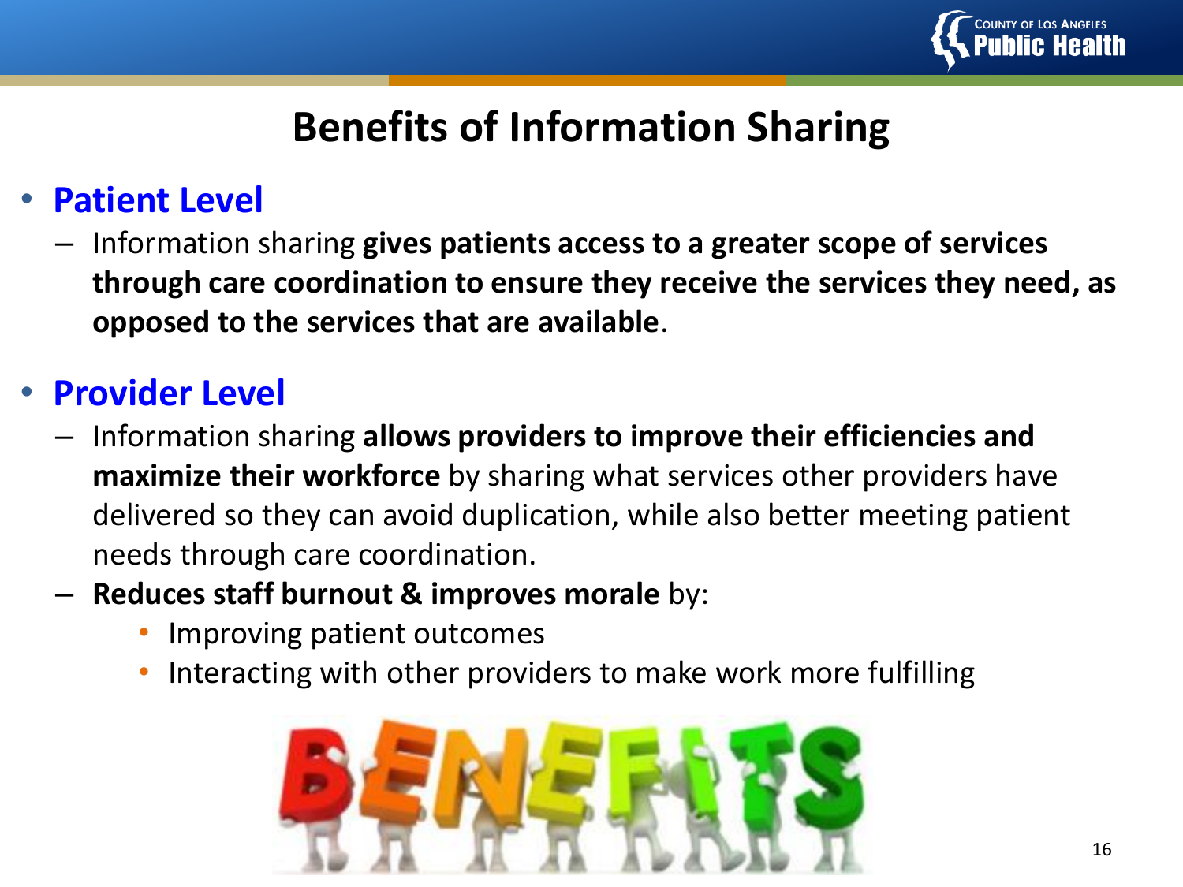# Benefits of Information Sharing

- **Patient Level**
  - Information sharing **gives patients access to a greater scope of services through care coordination to ensure they receive the services they need, as opposed to the services that are available**.

- **Provider Level**
  - Information sharing **allows providers to improve their efficiencies and maximize their workforce** by sharing what services other providers have delivered so they can avoid duplication, while also better meeting patient needs through care coordination.
  - **Reduces staff burnout & improves morale** by:
    - Improving patient outcomes
    - Interacting with other providers to make work more fulfilling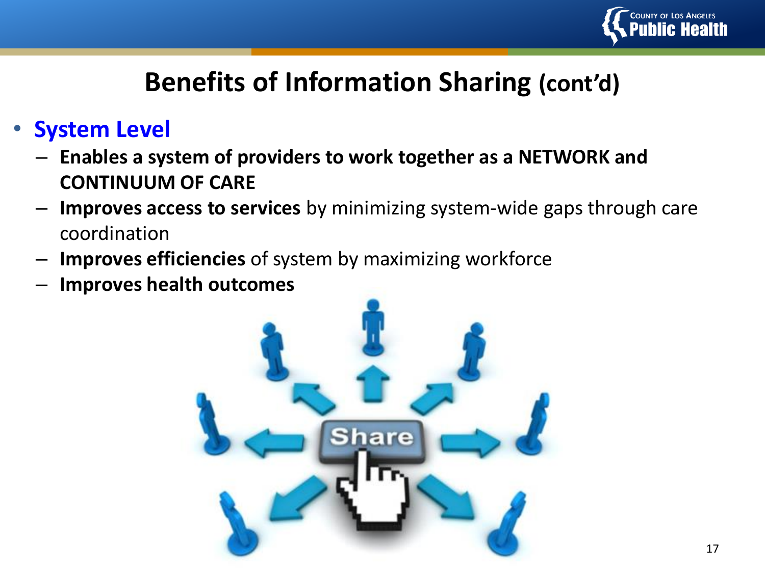# Benefits of Information Sharing (cont'd)

- **System Level**
  - **Enables a system of providers to work together as a NETWORK and CONTINUUM OF CARE**
  - **Improves access to services** by minimizing system-wide gaps through care coordination
  - **Improves efficiencies** of system by maximizing workforce
  - **Improves health outcomes**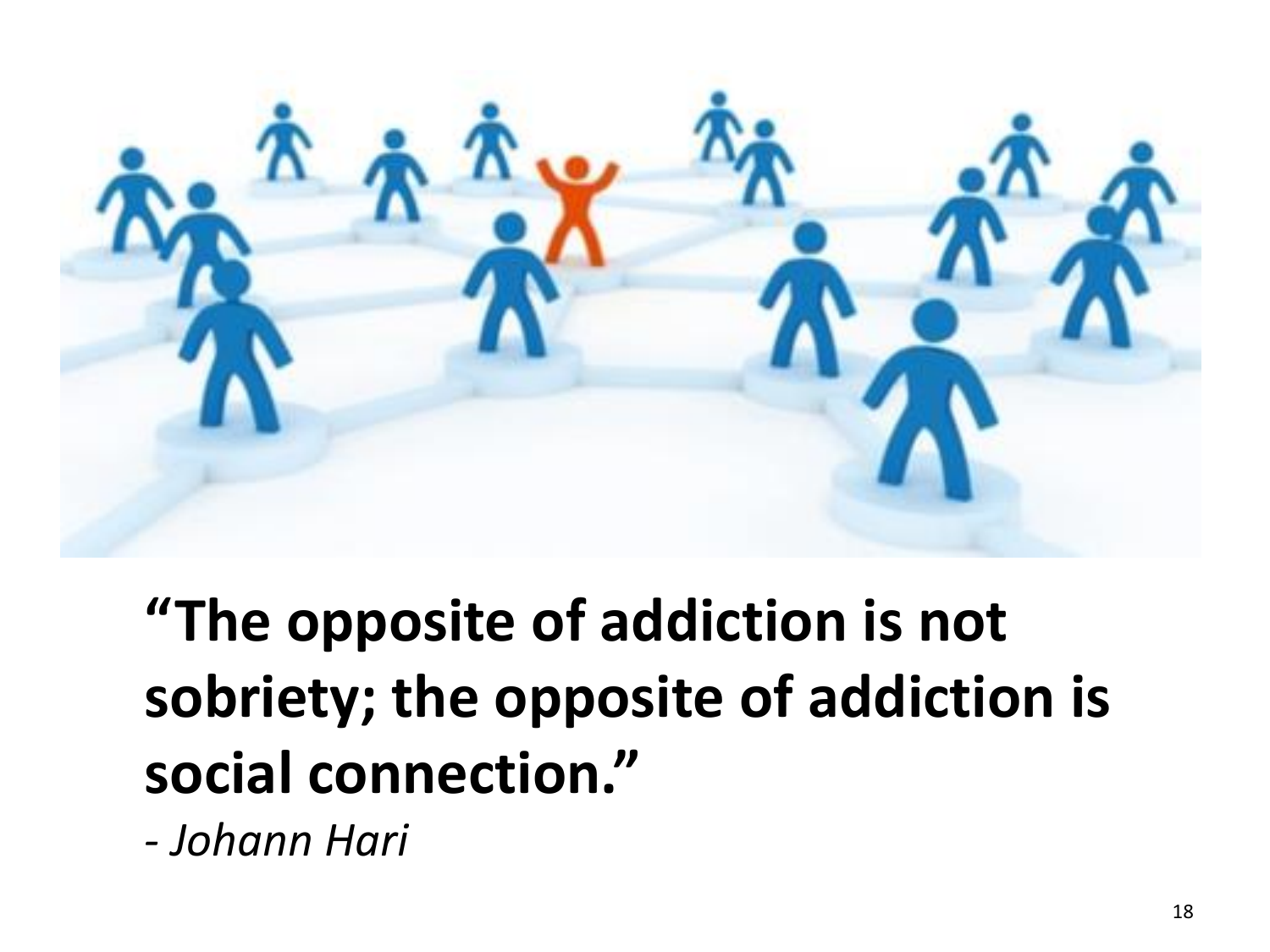**“The opposite of addiction is not sobriety; the opposite of addiction is social connection.”**

*- Johann Hari*